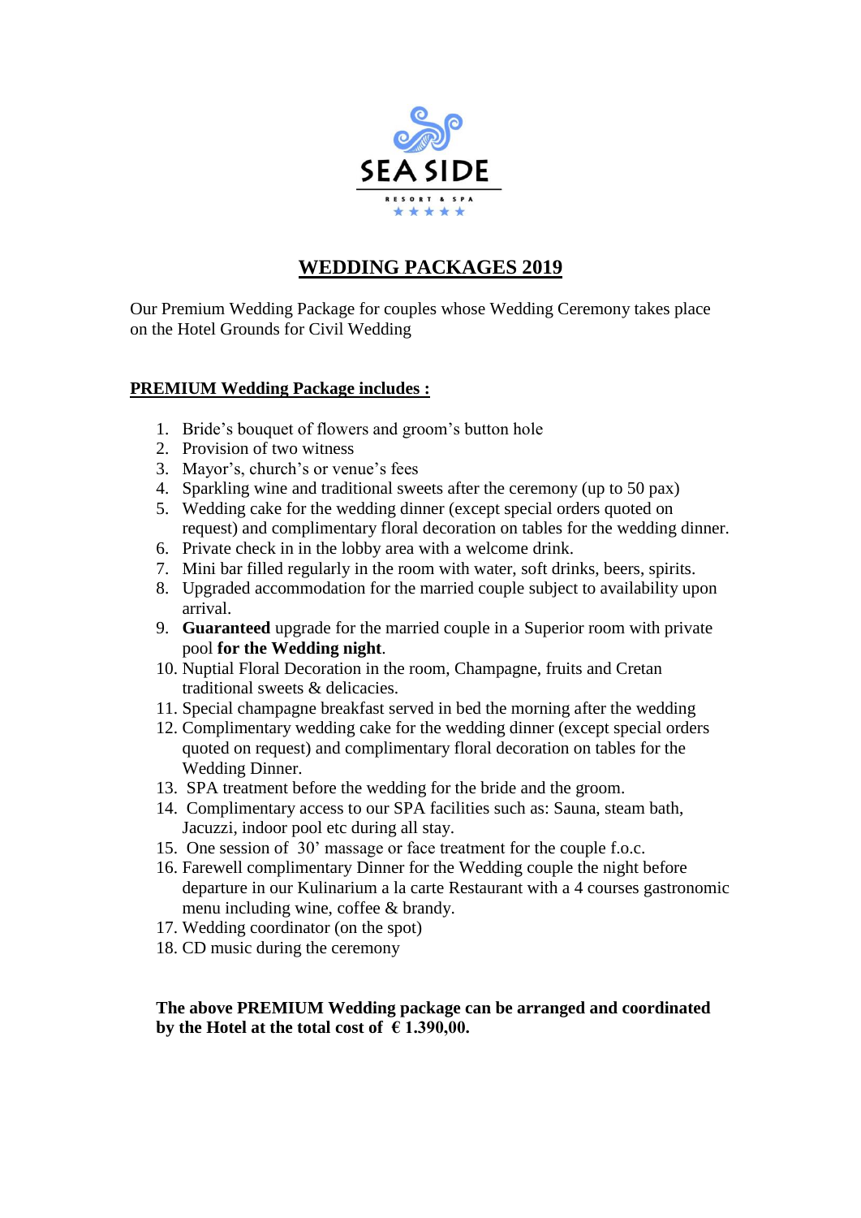SEA SIDE

RESORT & SPA

★★★★★

# WEDDING PACKAGES 2019

Our Premium Wedding Package for couples whose Wedding Ceremony takes place on the Hotel Grounds for Civil Wedding

## PREMIUM Wedding Package includes :

1. Bride's bouquet of flowers and groom's button hole
2. Provision of two witness
3. Mayor's, church's or venue's fees
4. Sparkling wine and traditional sweets after the ceremony (up to 50 pax)
5. Wedding cake for the wedding dinner (except special orders quoted on request) and complimentary floral decoration on tables for the wedding dinner.
6. Private check in in the lobby area with a welcome drink.
7. Mini bar filled regularly in the room with water, soft drinks, beers, spirits.
8. Upgraded accommodation for the married couple subject to availability upon arrival.
9. **Guaranteed** upgrade for the married couple in a Superior room with private pool **for the Wedding night**.
10. Nuptial Floral Decoration in the room, Champagne, fruits and Cretan traditional sweets & delicacies.
11. Special champagne breakfast served in bed the morning after the wedding
12. Complimentary wedding cake for the wedding dinner (except special orders quoted on request) and complimentary floral decoration on tables for the Wedding Dinner.
13. SPA treatment before the wedding for the bride and the groom.
14. Complimentary access to our SPA facilities such as: Sauna, steam bath, Jacuzzi, indoor pool etc during all stay.
15. One session of 30' massage or face treatment for the couple f.o.c.
16. Farewell complimentary Dinner for the Wedding couple the night before departure in our Kulinarium a la carte Restaurant with a 4 courses gastronomic menu including wine, coffee & brandy.
17. Wedding coordinator (on the spot)
18. CD music during the ceremony

**The above PREMIUM Wedding package can be arranged and coordinated by the Hotel at the total cost of € 1.390,00.**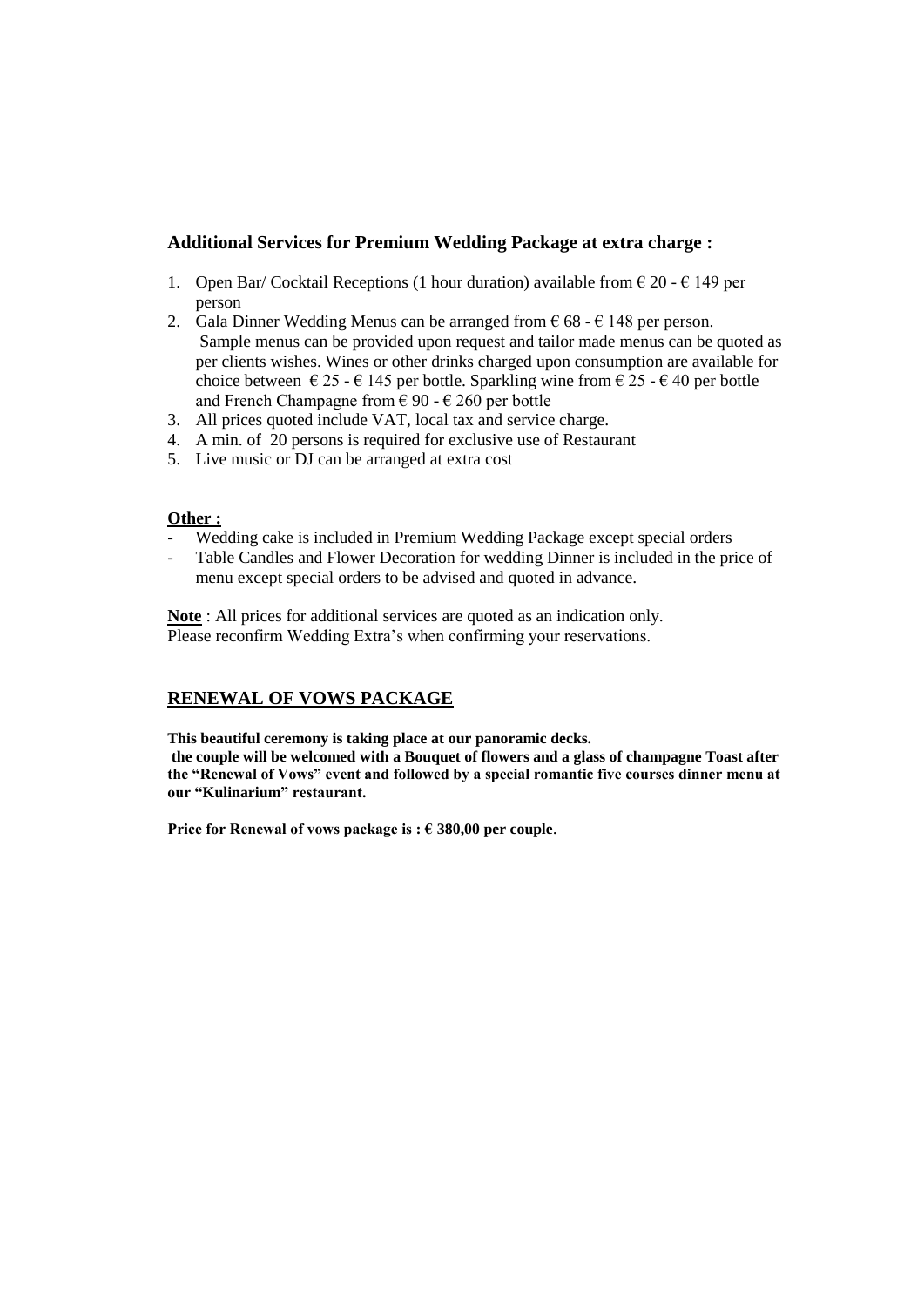### Additional Services for Premium Wedding Package at extra charge :

1. Open Bar/ Cocktail Receptions (1 hour duration) available from € 20 - € 149 per person
2. Gala Dinner Wedding Menus can be arranged from € 68 - € 148 per person. Sample menus can be provided upon request and tailor made menus can be quoted as per clients wishes. Wines or other drinks charged upon consumption are available for choice between € 25 - € 145 per bottle. Sparkling wine from € 25 - € 40 per bottle and French Champagne from € 90 - € 260 per bottle
3. All prices quoted include VAT, local tax and service charge.
4. A min. of 20 persons is required for exclusive use of Restaurant
5. Live music or DJ can be arranged at extra cost

**Other :**

- Wedding cake is included in Premium Wedding Package except special orders
- Table Candles and Flower Decoration for wedding Dinner is included in the price of menu except special orders to be advised and quoted in advance.

**Note** : All prices for additional services are quoted as an indication only.
Please reconfirm Wedding Extra's when confirming your reservations.

## RENEWAL OF VOWS PACKAGE

**This beautiful ceremony is taking place at our panoramic decks.**
**the couple will be welcomed with a Bouquet of flowers and a glass of champagne Toast after the "Renewal of Vows" event and followed by a special romantic five courses dinner menu at our "Kulinarium" restaurant.**

**Price for Renewal of vows package is : € 380,00 per couple**.